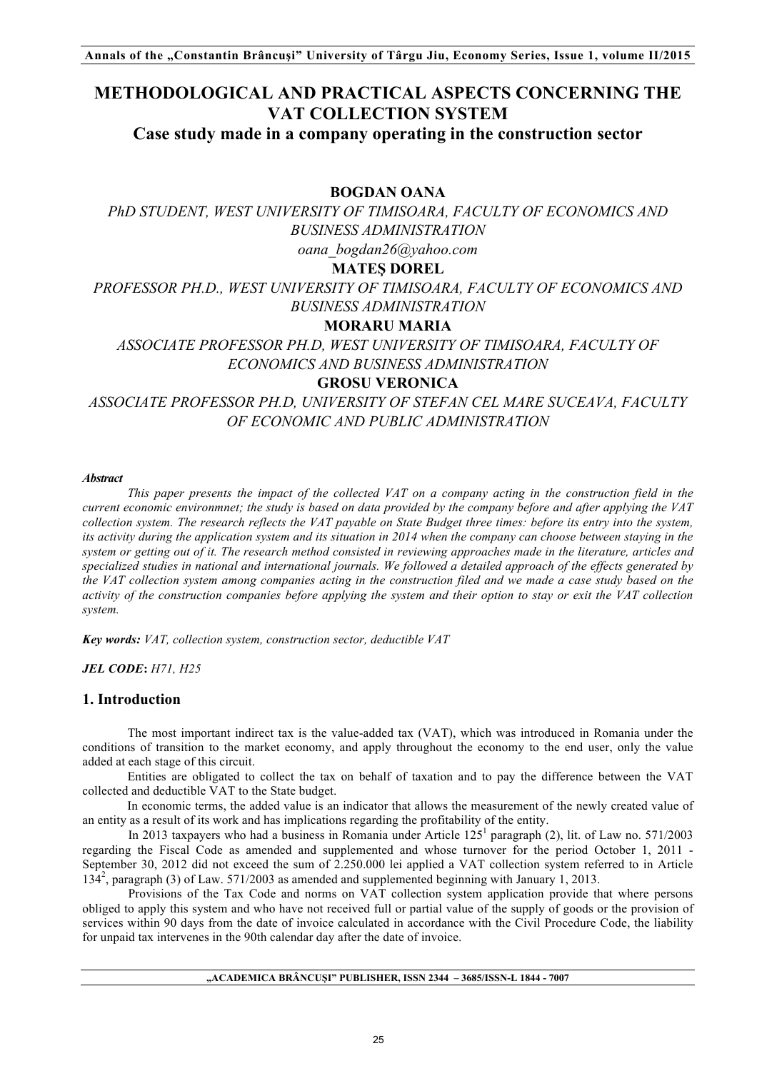# METHODOLOGICAL AND PRACTICAL ASPECTS CONCERNING THE VAT COLLECTION SYSTEM

## Case study made in a company operating in the construction sector

**BOGDAN OANA**

*PhD STUDENT, WEST UNIVERSITY OF TIMISOARA, FACULTY OF ECONOMICS AND BUSINESS ADMINISTRATION*

*oana_bogdan26@yahoo.com*

**MATEŞ DOREL**

*PROFESSOR PH.D., WEST UNIVERSITY OF TIMISOARA, FACULTY OF ECONOMICS AND BUSINESS ADMINISTRATION*

**MORARU MARIA**

*ASSOCIATE PROFESSOR PH.D, WEST UNIVERSITY OF TIMISOARA, FACULTY OF ECONOMICS AND BUSINESS ADMINISTRATION*

**GROSU VERONICA**

*ASSOCIATE PROFESSOR PH.D, UNIVERSITY OF STEFAN CEL MARE SUCEAVA, FACULTY OF ECONOMIC AND PUBLIC ADMINISTRATION*

***Abstract***

*This paper presents the impact of the collected VAT on a company acting in the construction field in the current economic environmnet; the study is based on data provided by the company before and after applying the VAT collection system. The research reflects the VAT payable on State Budget three times: before its entry into the system, its activity during the application system and its situation in 2014 when the company can choose between staying in the system or getting out of it. The research method consisted in reviewing approaches made in the literature, articles and specialized studies in national and international journals. We followed a detailed approach of the effects generated by the VAT collection system among companies acting in the construction filed and we made a case study based on the activity of the construction companies before applying the system and their option to stay or exit the VAT collection system.*

***Key words:*** *VAT, collection system, construction sector, deductible VAT*

***JEL CODE*:** *H71, H25*

## 1. Introduction

The most important indirect tax is the value-added tax (VAT), which was introduced in Romania under the conditions of transition to the market economy, and apply throughout the economy to the end user, only the value added at each stage of this circuit.

Entities are obligated to collect the tax on behalf of taxation and to pay the difference between the VAT collected and deductible VAT to the State budget.

In economic terms, the added value is an indicator that allows the measurement of the newly created value of an entity as a result of its work and has implications regarding the profitability of the entity.

In 2013 taxpayers who had a business in Romania under Article 125[1] paragraph (2), lit. of Law no. 571/2003 regarding the Fiscal Code as amended and supplemented and whose turnover for the period October 1, 2011 - September 30, 2012 did not exceed the sum of 2.250.000 lei applied a VAT collection system referred to in Article 134[2], paragraph (3) of Law. 571/2003 as amended and supplemented beginning with January 1, 2013.

Provisions of the Tax Code and norms on VAT collection system application provide that where persons obliged to apply this system and who have not received full or partial value of the supply of goods or the provision of services within 90 days from the date of invoice calculated in accordance with the Civil Procedure Code, the liability for unpaid tax intervenes in the 90th calendar day after the date of invoice.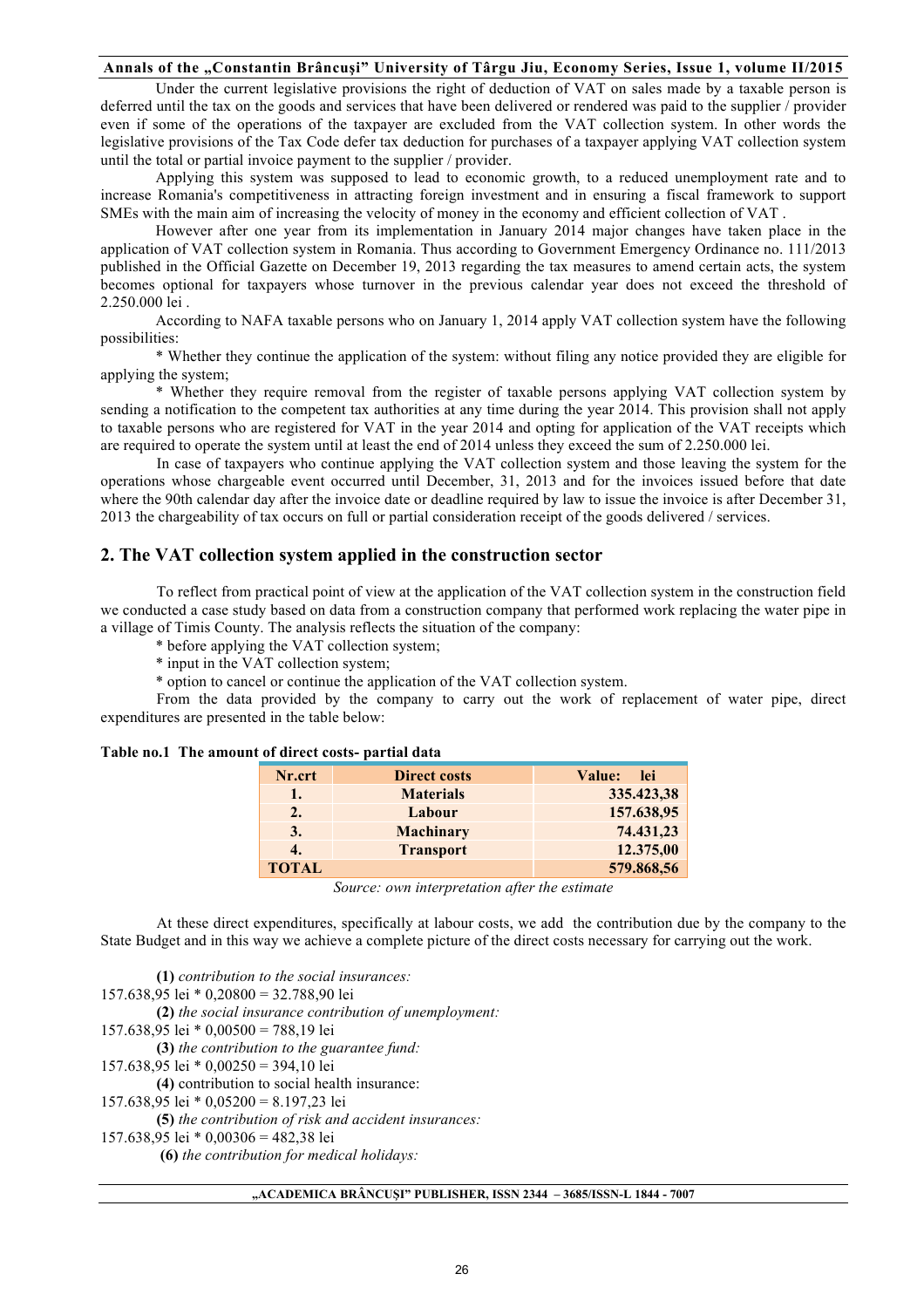Under the current legislative provisions the right of deduction of VAT on sales made by a taxable person is deferred until the tax on the goods and services that have been delivered or rendered was paid to the supplier / provider even if some of the operations of the taxpayer are excluded from the VAT collection system. In other words the legislative provisions of the Tax Code defer tax deduction for purchases of a taxpayer applying VAT collection system until the total or partial invoice payment to the supplier / provider.

Applying this system was supposed to lead to economic growth, to a reduced unemployment rate and to increase Romania's competitiveness in attracting foreign investment and in ensuring a fiscal framework to support SMEs with the main aim of increasing the velocity of money in the economy and efficient collection of VAT .

However after one year from its implementation in January 2014 major changes have taken place in the application of VAT collection system in Romania. Thus according to Government Emergency Ordinance no. 111/2013 published in the Official Gazette on December 19, 2013 regarding the tax measures to amend certain acts, the system becomes optional for taxpayers whose turnover in the previous calendar year does not exceed the threshold of 2.250.000 lei .

According to NAFA taxable persons who on January 1, 2014 apply VAT collection system have the following possibilities:

* Whether they continue the application of the system: without filing any notice provided they are eligible for applying the system;

* Whether they require removal from the register of taxable persons applying VAT collection system by sending a notification to the competent tax authorities at any time during the year 2014. This provision shall not apply to taxable persons who are registered for VAT in the year 2014 and opting for application of the VAT receipts which are required to operate the system until at least the end of 2014 unless they exceed the sum of 2.250.000 lei.

In case of taxpayers who continue applying the VAT collection system and those leaving the system for the operations whose chargeable event occurred until December, 31, 2013 and for the invoices issued before that date where the 90th calendar day after the invoice date or deadline required by law to issue the invoice is after December 31, 2013 the chargeability of tax occurs on full or partial consideration receipt of the goods delivered / services.

## 2. The VAT collection system applied in the construction sector

To reflect from practical point of view at the application of the VAT collection system in the construction field we conducted a case study based on data from a construction company that performed work replacing the water pipe in a village of Timis County. The analysis reflects the situation of the company:

* before applying the VAT collection system;
* input in the VAT collection system;
* option to cancel or continue the application of the VAT collection system.

From the data provided by the company to carry out the work of replacement of water pipe, direct expenditures are presented in the table below:

**Table no.1 The amount of direct costs- partial data**

| Nr.crt | Direct costs | Value: lei |
|---|---|---|
| 1. | Materials | 335.423,38 |
| 2. | Labour | 157.638,95 |
| 3. | Machinary | 74.431,23 |
| 4. | Transport | 12.375,00 |
| TOTAL | | 579.868,56 |

*Source: own interpretation after the estimate*

At these direct expenditures, specifically at labour costs, we add the contribution due by the company to the State Budget and in this way we achieve a complete picture of the direct costs necessary for carrying out the work.

**(1)** *contribution to the social insurances:*
157.638,95 lei * 0,20800 = 32.788,90 lei

**(2)** *the social insurance contribution of unemployment:*
157.638,95 lei * 0,00500 = 788,19 lei

**(3)** *the contribution to the guarantee fund:*
157.638,95 lei * 0,00250 = 394,10 lei

**(4)** contribution to social health insurance:
157.638,95 lei * 0,05200 = 8.197,23 lei

**(5)** *the contribution of risk and accident insurances:*
157.638,95 lei * 0,00306 = 482,38 lei

**(6)** *the contribution for medical holidays:*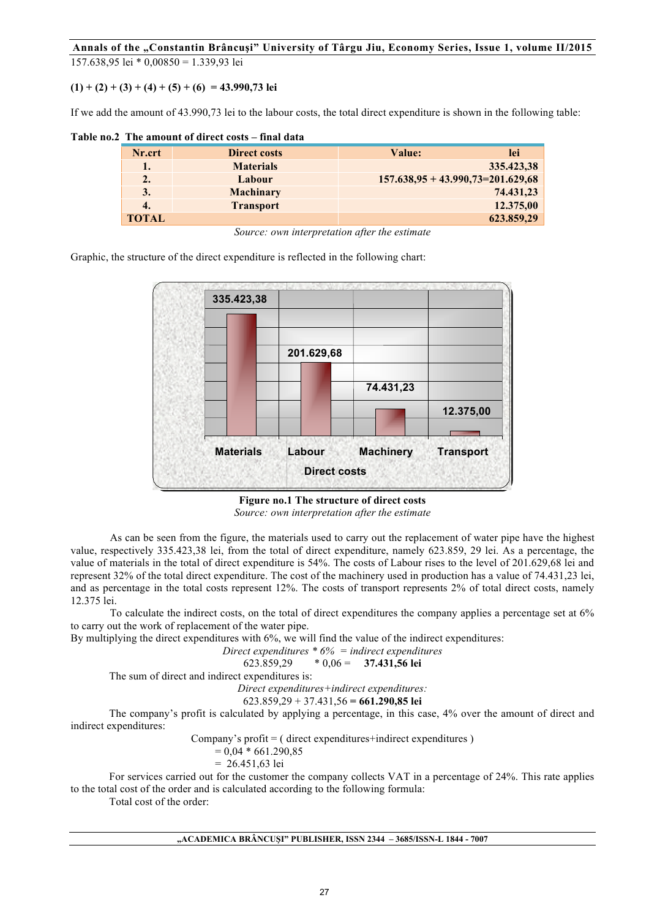157.638,95 lei * 0,00850 = 1.339,93 lei

**(1) + (2) + (3) + (4) + (5) + (6) = 43.990,73 lei**

If we add the amount of 43.990,73 lei to the labour costs, the total direct expenditure is shown in the following table:

**Table no.2 The amount of direct costs – final data**

| Nr.crt | Direct costs | Value: lei |
|---|---|---|
| 1. | Materials | 335.423,38 |
| 2. | Labour | 157.638,95 + 43.990,73=201.629,68 |
| 3. | Machinary | 74.431,23 |
| 4. | Transport | 12.375,00 |
| TOTAL | | 623.859,29 |

*Source: own interpretation after the estimate*

Graphic, the structure of the direct expenditure is reflected in the following chart:

**Figure no.1 The structure of direct costs**

*Source: own interpretation after the estimate*

As can be seen from the figure, the materials used to carry out the replacement of water pipe have the highest value, respectively 335.423,38 lei, from the total of direct expenditure, namely 623.859, 29 lei. As a percentage, the value of materials in the total of direct expenditure is 54%. The costs of Labour rises to the level of 201.629,68 lei and represent 32% of the total direct expenditure. The cost of the machinery used in production has a value of 74.431,23 lei, and as percentage in the total costs represent 12%. The costs of transport represents 2% of total direct costs, namely 12.375 lei.

To calculate the indirect costs, on the total of direct expenditures the company applies a percentage set at 6% to carry out the work of replacement of the water pipe.

By multiplying the direct expenditures with 6%, we will find the value of the indirect expenditures:

*Direct expenditures * 6% = indirect expenditures*

623.859,29 * 0,06 = **37.431,56 lei**

The sum of direct and indirect expenditures is:

*Direct expenditures+indirect expenditures:*

623.859,29 + 37.431,56 **= 661.290,85 lei**

The company's profit is calculated by applying a percentage, in this case, 4% over the amount of direct and indirect expenditures:

Company's profit = ( direct expenditures+indirect expenditures )

= 0,04 * 661.290,85

= 26.451,63 lei

For services carried out for the customer the company collects VAT in a percentage of 24%. This rate applies to the total cost of the order and is calculated according to the following formula:

Total cost of the order: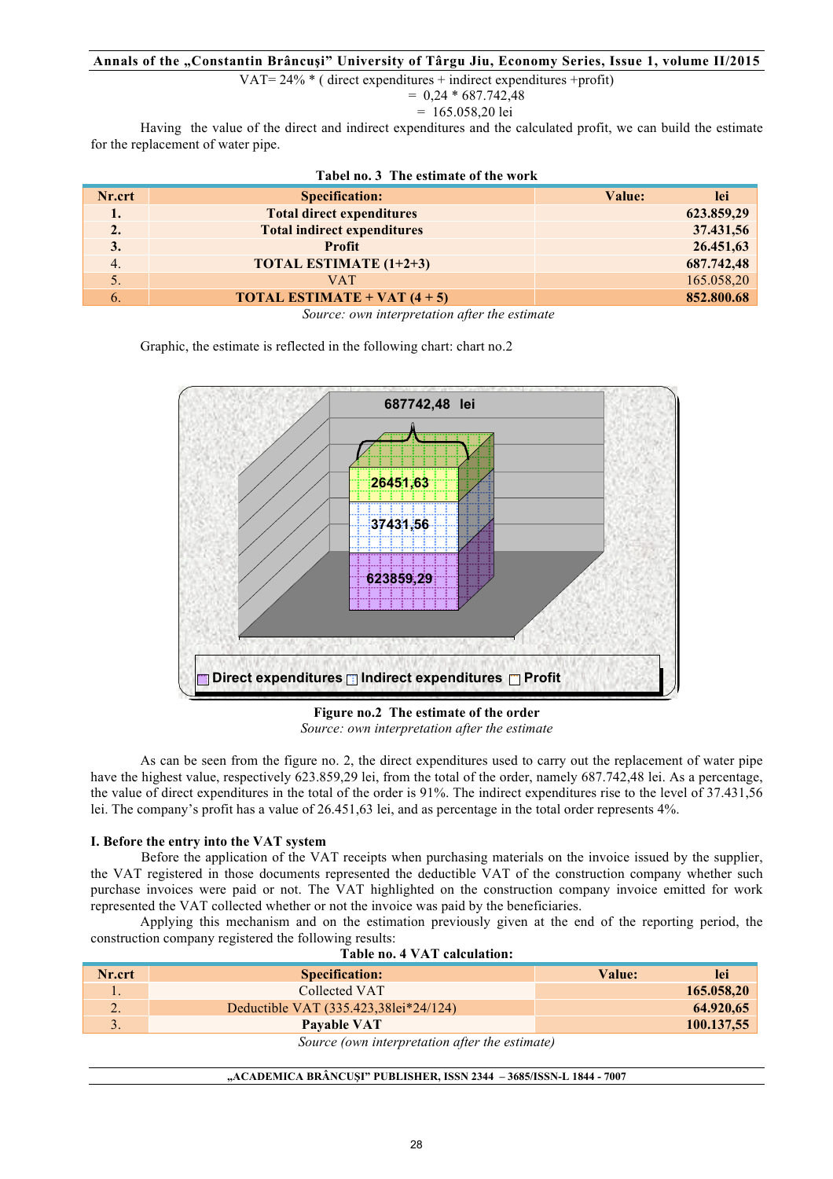VAT= 24% * ( direct expenditures + indirect expenditures +profit)
= 0,24 * 687.742,48
= 165.058,20 lei

Having the value of the direct and indirect expenditures and the calculated profit, we can build the estimate for the replacement of water pipe.

**Tabel no. 3 The estimate of the work**

| Nr.crt | Specification: | Value: lei |
|---|---|---|
| **1.** | **Total direct expenditures** | **623.859,29** |
| **2.** | **Total indirect expenditures** | **37.431,56** |
| **3.** | **Profit** | **26.451,63** |
| 4. | **TOTAL ESTIMATE (1+2+3)** | **687.742,48** |
| 5. | VAT | 165.058,20 |
| 6. | **TOTAL ESTIMATE + VAT (4 + 5)** | **852.800.68** |

*Source: own interpretation after the estimate*

Graphic, the estimate is reflected in the following chart: chart no.2

**Figure no.2 The estimate of the order**
*Source: own interpretation after the estimate*

As can be seen from the figure no. 2, the direct expenditures used to carry out the replacement of water pipe have the highest value, respectively 623.859,29 lei, from the total of the order, namely 687.742,48 lei. As a percentage, the value of direct expenditures in the total of the order is 91%. The indirect expenditures rise to the level of 37.431,56 lei. The company's profit has a value of 26.451,63 lei, and as percentage in the total order represents 4%.

**I. Before the entry into the VAT system**

Before the application of the VAT receipts when purchasing materials on the invoice issued by the supplier, the VAT registered in those documents represented the deductible VAT of the construction company whether such purchase invoices were paid or not. The VAT highlighted on the construction company invoice emitted for work represented the VAT collected whether or not the invoice was paid by the beneficiaries.

Applying this mechanism and on the estimation previously given at the end of the reporting period, the construction company registered the following results:

**Table no. 4 VAT calculation:**

| Nr.crt | Specification: | Value: lei |
|---|---|---|
| 1. | Collected VAT | **165.058,20** |
| 2. | Deductible VAT (335.423,38lei*24/124) | **64.920,65** |
| 3. | **Payable VAT** | **100.137,55** |

*Source (own interpretation after the estimate)*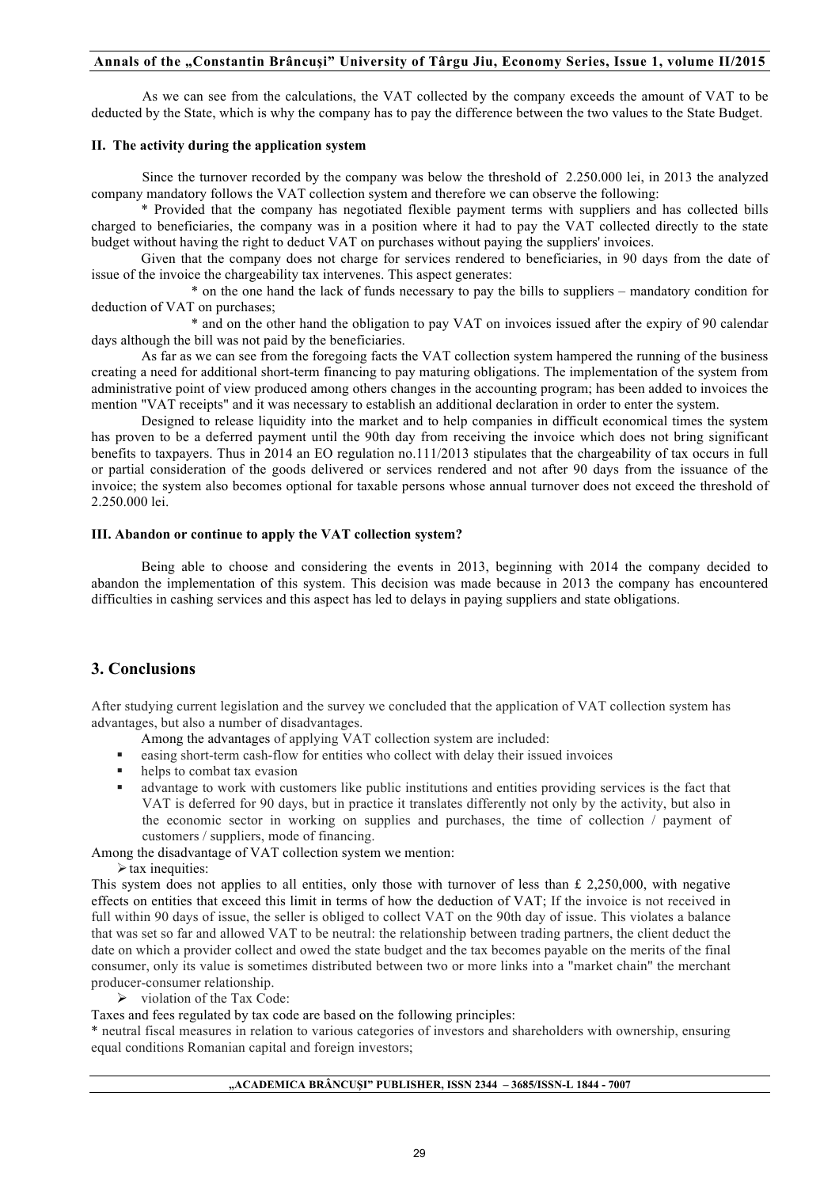As we can see from the calculations, the VAT collected by the company exceeds the amount of VAT to be deducted by the State, which is why the company has to pay the difference between the two values to the State Budget.

**II. The activity during the application system**

Since the turnover recorded by the company was below the threshold of 2.250.000 lei, in 2013 the analyzed company mandatory follows the VAT collection system and therefore we can observe the following:

* Provided that the company has negotiated flexible payment terms with suppliers and has collected bills charged to beneficiaries, the company was in a position where it had to pay the VAT collected directly to the state budget without having the right to deduct VAT on purchases without paying the suppliers' invoices.

Given that the company does not charge for services rendered to beneficiaries, in 90 days from the date of issue of the invoice the chargeability tax intervenes. This aspect generates:

* on the one hand the lack of funds necessary to pay the bills to suppliers – mandatory condition for deduction of VAT on purchases;

* and on the other hand the obligation to pay VAT on invoices issued after the expiry of 90 calendar days although the bill was not paid by the beneficiaries.

As far as we can see from the foregoing facts the VAT collection system hampered the running of the business creating a need for additional short-term financing to pay maturing obligations. The implementation of the system from administrative point of view produced among others changes in the accounting program; has been added to invoices the mention "VAT receipts" and it was necessary to establish an additional declaration in order to enter the system.

Designed to release liquidity into the market and to help companies in difficult economical times the system has proven to be a deferred payment until the 90th day from receiving the invoice which does not bring significant benefits to taxpayers. Thus in 2014 an EO regulation no.111/2013 stipulates that the chargeability of tax occurs in full or partial consideration of the goods delivered or services rendered and not after 90 days from the issuance of the invoice; the system also becomes optional for taxable persons whose annual turnover does not exceed the threshold of 2.250.000 lei.

**III. Abandon or continue to apply the VAT collection system?**

Being able to choose and considering the events in 2013, beginning with 2014 the company decided to abandon the implementation of this system. This decision was made because in 2013 the company has encountered difficulties in cashing services and this aspect has led to delays in paying suppliers and state obligations.

## 3. Conclusions

After studying current legislation and the survey we concluded that the application of VAT collection system has advantages, but also a number of disadvantages.

Among the advantages of applying VAT collection system are included:

- easing short-term cash-flow for entities who collect with delay their issued invoices
- helps to combat tax evasion
- advantage to work with customers like public institutions and entities providing services is the fact that VAT is deferred for 90 days, but in practice it translates differently not only by the activity, but also in the economic sector in working on supplies and purchases, the time of collection / payment of customers / suppliers, mode of financing.

Among the disadvantage of VAT collection system we mention:

- tax inequities:

This system does not applies to all entities, only those with turnover of less than £ 2,250,000, with negative effects on entities that exceed this limit in terms of how the deduction of VAT; If the invoice is not received in full within 90 days of issue, the seller is obliged to collect VAT on the 90th day of issue. This violates a balance that was set so far and allowed VAT to be neutral: the relationship between trading partners, the client deduct the date on which a provider collect and owed the state budget and the tax becomes payable on the merits of the final consumer, only its value is sometimes distributed between two or more links into a "market chain" the merchant producer-consumer relationship.

- violation of the Tax Code:

Taxes and fees regulated by tax code are based on the following principles:

* neutral fiscal measures in relation to various categories of investors and shareholders with ownership, ensuring equal conditions Romanian capital and foreign investors;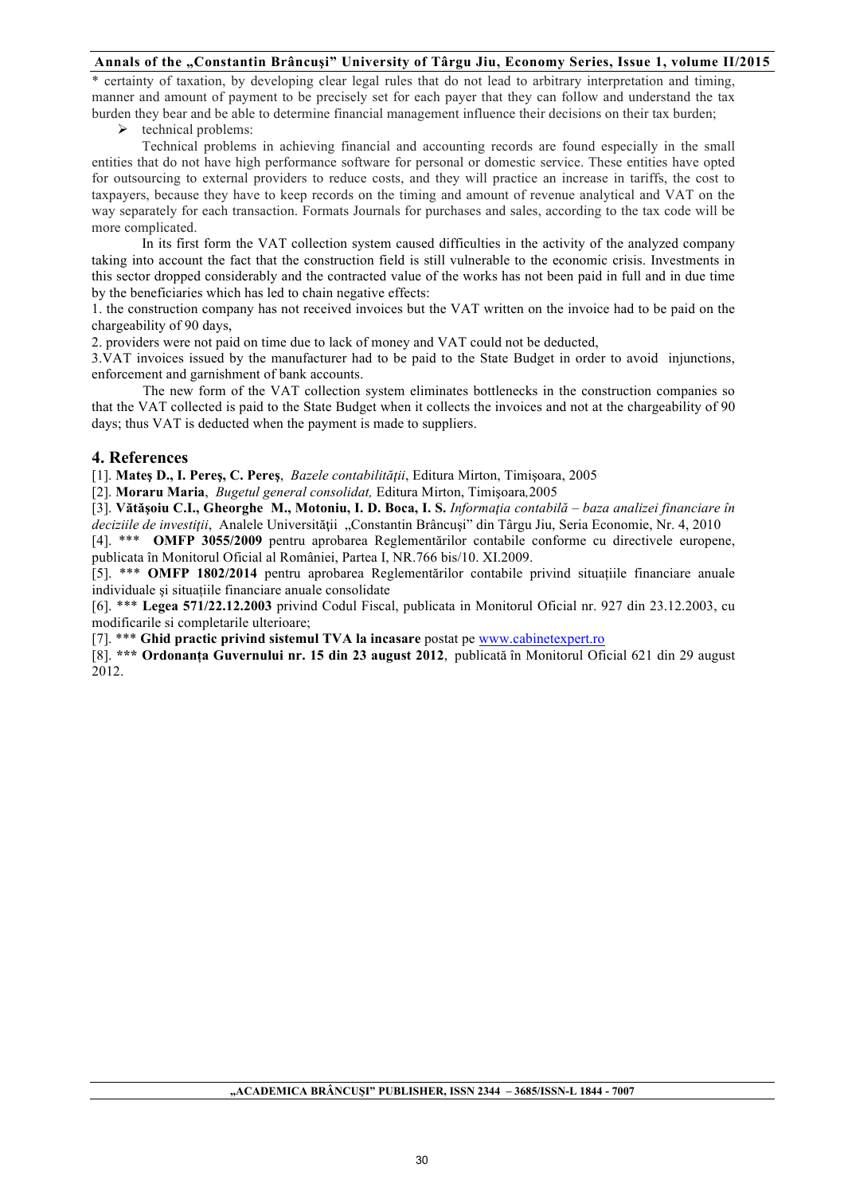* certainty of taxation, by developing clear legal rules that do not lead to arbitrary interpretation and timing, manner and amount of payment to be precisely set for each payer that they can follow and understand the tax burden they bear and be able to determine financial management influence their decisions on their tax burden;

- technical problems:

Technical problems in achieving financial and accounting records are found especially in the small entities that do not have high performance software for personal or domestic service. These entities have opted for outsourcing to external providers to reduce costs, and they will practice an increase in tariffs, the cost to taxpayers, because they have to keep records on the timing and amount of revenue analytical and VAT on the way separately for each transaction. Formats Journals for purchases and sales, according to the tax code will be more complicated.

In its first form the VAT collection system caused difficulties in the activity of the analyzed company taking into account the fact that the construction field is still vulnerable to the economic crisis. Investments in this sector dropped considerably and the contracted value of the works has not been paid in full and in due time by the beneficiaries which has led to chain negative effects:

1. the construction company has not received invoices but the VAT written on the invoice had to be paid on the chargeability of 90 days,
2. providers were not paid on time due to lack of money and VAT could not be deducted,
3. VAT invoices issued by the manufacturer had to be paid to the State Budget in order to avoid injunctions, enforcement and garnishment of bank accounts.

The new form of the VAT collection system eliminates bottlenecks in the construction companies so that the VAT collected is paid to the State Budget when it collects the invoices and not at the chargeability of 90 days; thus VAT is deducted when the payment is made to suppliers.

## 4. References

[1]. **Mateş D., I. Pereş, C. Pereş**, *Bazele contabilităţii*, Editura Mirton, Timişoara, 2005

[2]. **Moraru Maria**, *Bugetul general consolidat,* Editura Mirton, Timişoara*,*2005

[3]. **Vătăşoiu C.I., Gheorghe M., Motoniu, I. D. Boca, I. S.** *Informaţia contabilă – baza analizei financiare în deciziile de investiţii*, Analele Universităţii „Constantin Brâncuşi" din Târgu Jiu, Seria Economie, Nr. 4, 2010

[4]. *** **OMFP 3055/2009** pentru aprobarea Reglementărilor contabile conforme cu directivele europene, publicata în Monitorul Oficial al României, Partea I, NR.766 bis/10. XI.2009.

[5]. *** **OMFP 1802/2014** pentru aprobarea Reglementărilor contabile privind situaţiile financiare anuale individuale şi situaţiile financiare anuale consolidate

[6]. *** **Legea 571/22.12.2003** privind Codul Fiscal, publicata in Monitorul Oficial nr. 927 din 23.12.2003, cu modificarile si completarile ulterioare;

[7]. *** **Ghid practic privind sistemul TVA la incasare** postat pe www.cabinetexpert.ro

[8]. **\*\*\* Ordonanţa Guvernului nr. 15 din 23 august 2012**, publicată în Monitorul Oficial 621 din 29 august 2012.